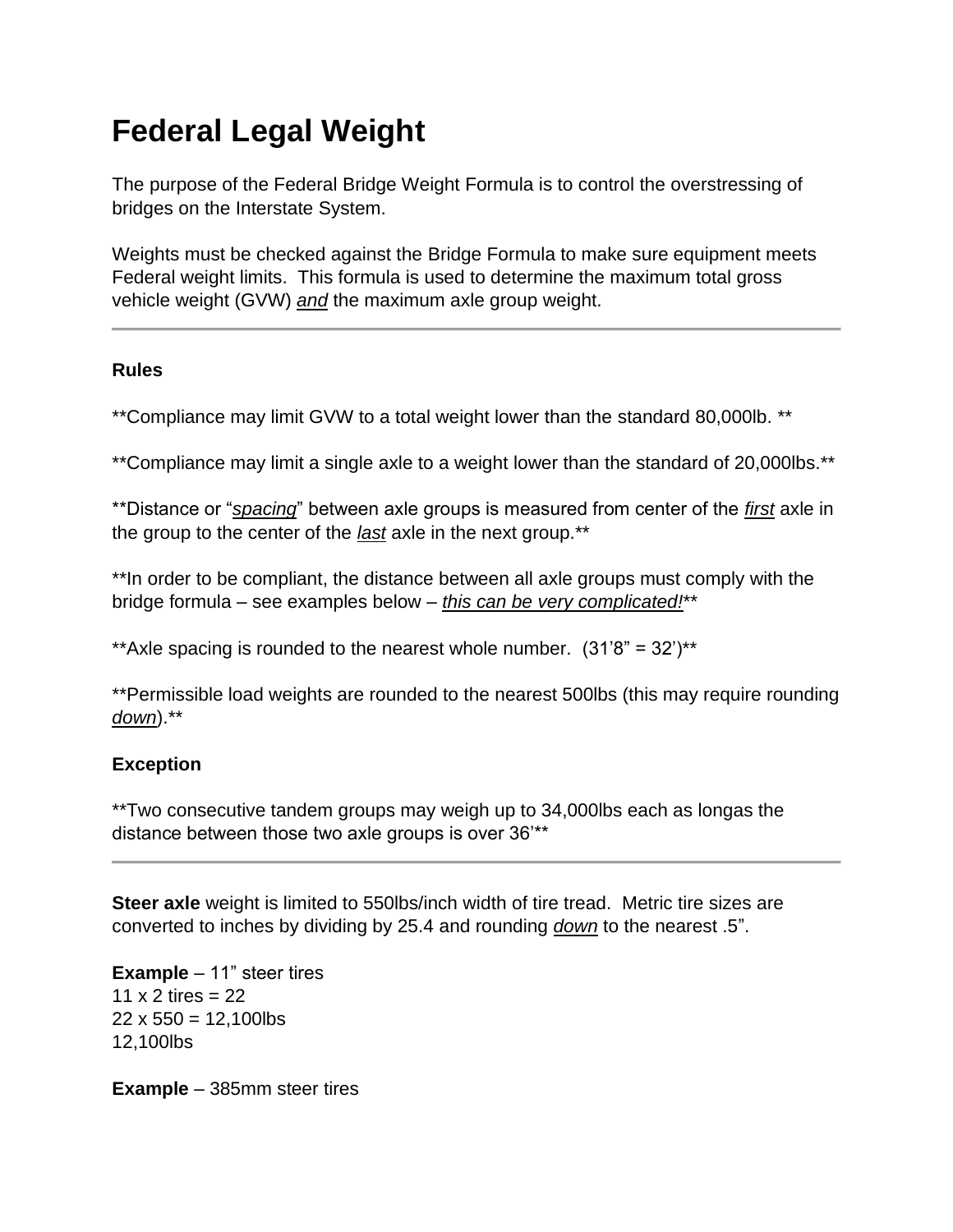# Federal Legal Weight

The purpose of the Federal Bridge Weight Formula is to control the overstressing of bridges on the Interstate System.

Weights must be checked against the Bridge Formula to make sure equipment meets Federal weight limits. This formula is used to determine the maximum total gross vehicle weight (GVW) ***and*** the maximum axle group weight.

---

**Rules**

**Compliance may limit GVW to a total weight lower than the standard 80,000lb. **

**Compliance may limit a single axle to a weight lower than the standard of 20,000lbs.**

**Distance or "*spacing*" between axle groups is measured from center of the *first* axle in the group to the center of the *last* axle in the next group.**

**In order to be compliant, the distance between all axle groups must comply with the bridge formula – see examples below – *this can be very complicated!***

**Axle spacing is rounded to the nearest whole number. (31'8" = 32')**

**Permissible load weights are rounded to the nearest 500lbs (this may require rounding *down*).**

**Exception**

**Two consecutive tandem groups may weigh up to 34,000lbs each as longas the distance between those two axle groups is over 36'**

---

**Steer axle** weight is limited to 550lbs/inch width of tire tread. Metric tire sizes are converted to inches by dividing by 25.4 and rounding *down* to the nearest .5".

**Example** – 11" steer tires
11 x 2 tires = 22
22 x 550 = 12,100lbs
12,100lbs

**Example** – 385mm steer tires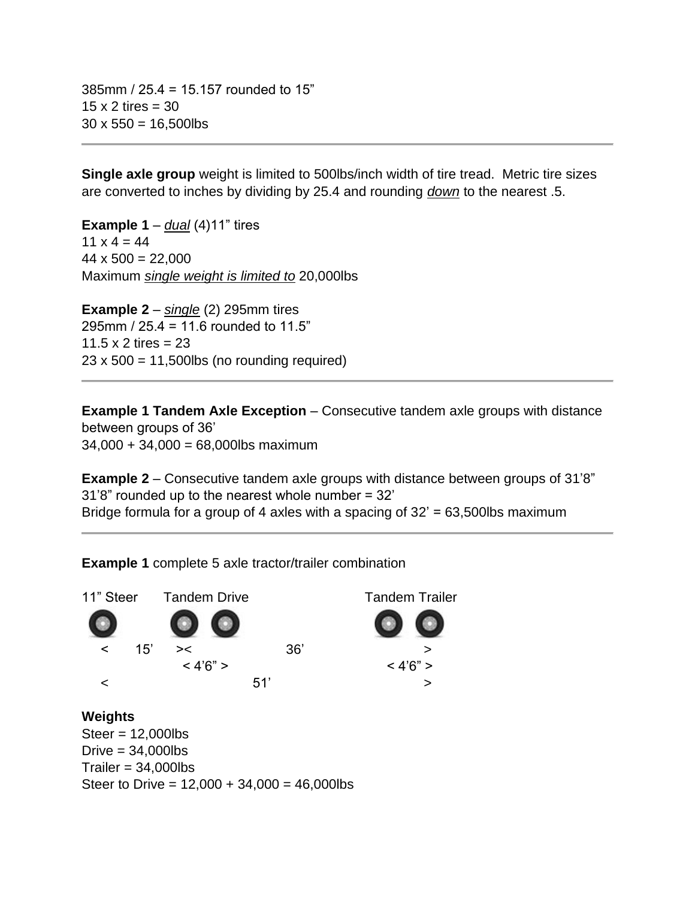385mm / 25.4 = 15.157 rounded to 15”
15 x 2 tires = 30
30 x 550 = 16,500lbs

---

**Single axle group** weight is limited to 500lbs/inch width of tire tread. Metric tire sizes are converted to inches by dividing by 25.4 and rounding *down* to the nearest .5.

**Example 1** – *dual* (4)11” tires
11 x 4 = 44
44 x 500 = 22,000
Maximum *single weight is limited to* 20,000lbs

**Example 2** – *single* (2) 295mm tires
295mm / 25.4 = 11.6 rounded to 11.5”
11.5 x 2 tires = 23
23 x 500 = 11,500lbs (no rounding required)

---

**Example 1 Tandem Axle Exception** – Consecutive tandem axle groups with distance between groups of 36’
34,000 + 34,000 = 68,000lbs maximum

**Example 2** – Consecutive tandem axle groups with distance between groups of 31’8”
31’8” rounded up to the nearest whole number = 32’
Bridge formula for a group of 4 axles with a spacing of 32’ = 63,500lbs maximum

---

**Example 1** complete 5 axle tractor/trailer combination

```
11” Steer    Tandem Drive                  Tandem Trailer
  <   15’   ><              36’                 >
              < 4’6” >                     < 4’6” >
  <                       51’                   >
```

**Weights**
Steer = 12,000lbs
Drive = 34,000lbs
Trailer = 34,000lbs
Steer to Drive = 12,000 + 34,000 = 46,000lbs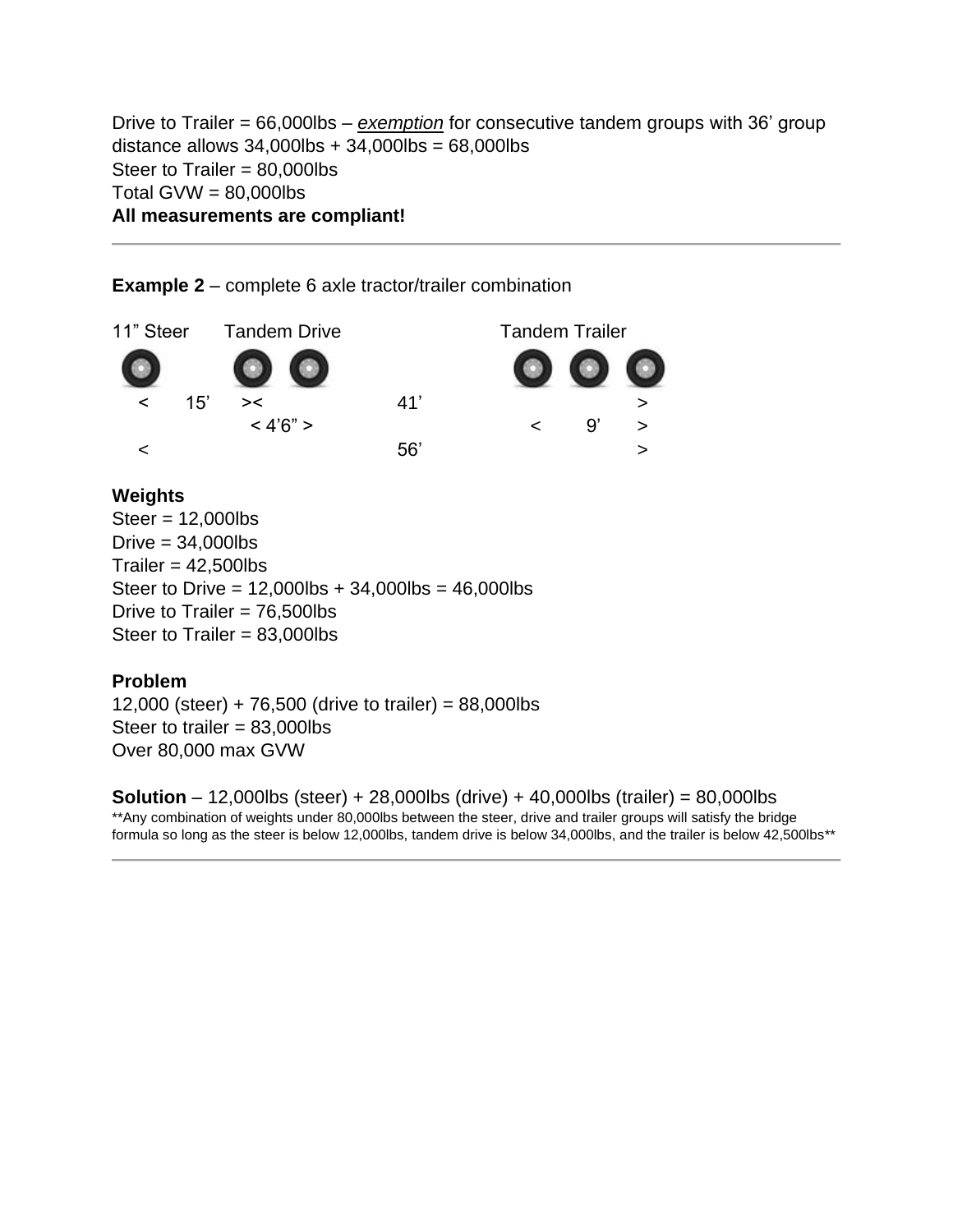Drive to Trailer = 66,000lbs – *exemption* for consecutive tandem groups with 36’ group distance allows 34,000lbs + 34,000lbs = 68,000lbs
Steer to Trailer = 80,000lbs
Total GVW = 80,000lbs
**All measurements are compliant!**

---

**Example 2** – complete 6 axle tractor/trailer combination

11” Steer Tandem Drive Tandem Trailer

< 15’ >< 41’ >
< 4’6” > < 9’ >
< 56’ >

**Weights**
Steer = 12,000lbs
Drive = 34,000lbs
Trailer = 42,500lbs
Steer to Drive = 12,000lbs + 34,000lbs = 46,000lbs
Drive to Trailer = 76,500lbs
Steer to Trailer = 83,000lbs

**Problem**
12,000 (steer) + 76,500 (drive to trailer) = 88,000lbs
Steer to trailer = 83,000lbs
Over 80,000 max GVW

**Solution** – 12,000lbs (steer) + 28,000lbs (drive) + 40,000lbs (trailer) = 80,000lbs
**Any combination of weights under 80,000lbs between the steer, drive and trailer groups will satisfy the bridge formula so long as the steer is below 12,000lbs, tandem drive is below 34,000lbs, and the trailer is below 42,500lbs**

---